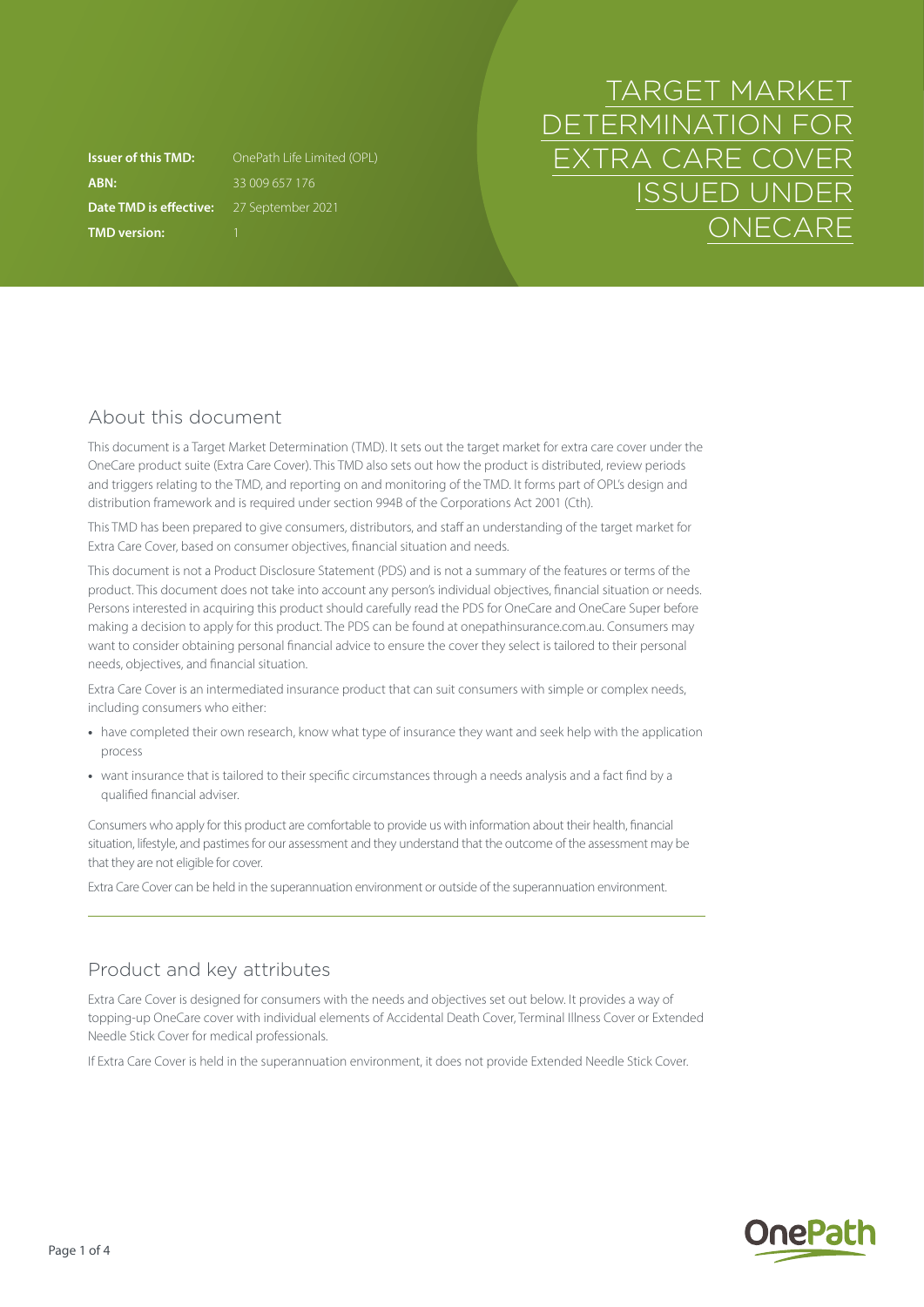# TARGET MARKET DETERMINATION FOR EXTRA CARE COVER ISSUED UNDER ONECARE

**Issuer of this TMD:** OnePath Life Limited (OPL)
**ABN:** 33 009 657 176
**Date TMD is effective:** 27 September 2021
**TMD version:** 1

## About this document

This document is a Target Market Determination (TMD). It sets out the target market for extra care cover under the OneCare product suite (Extra Care Cover). This TMD also sets out how the product is distributed, review periods and triggers relating to the TMD, and reporting on and monitoring of the TMD. It forms part of OPL's design and distribution framework and is required under section 994B of the Corporations Act 2001 (Cth).

This TMD has been prepared to give consumers, distributors, and staff an understanding of the target market for Extra Care Cover, based on consumer objectives, financial situation and needs.

This document is not a Product Disclosure Statement (PDS) and is not a summary of the features or terms of the product. This document does not take into account any person's individual objectives, financial situation or needs. Persons interested in acquiring this product should carefully read the PDS for OneCare and OneCare Super before making a decision to apply for this product. The PDS can be found at onepathinsurance.com.au. Consumers may want to consider obtaining personal financial advice to ensure the cover they select is tailored to their personal needs, objectives, and financial situation.

Extra Care Cover is an intermediated insurance product that can suit consumers with simple or complex needs, including consumers who either:

- have completed their own research, know what type of insurance they want and seek help with the application process
- want insurance that is tailored to their specific circumstances through a needs analysis and a fact find by a qualified financial adviser.

Consumers who apply for this product are comfortable to provide us with information about their health, financial situation, lifestyle, and pastimes for our assessment and they understand that the outcome of the assessment may be that they are not eligible for cover.

Extra Care Cover can be held in the superannuation environment or outside of the superannuation environment.

## Product and key attributes

Extra Care Cover is designed for consumers with the needs and objectives set out below. It provides a way of topping-up OneCare cover with individual elements of Accidental Death Cover, Terminal Illness Cover or Extended Needle Stick Cover for medical professionals.

If Extra Care Cover is held in the superannuation environment, it does not provide Extended Needle Stick Cover.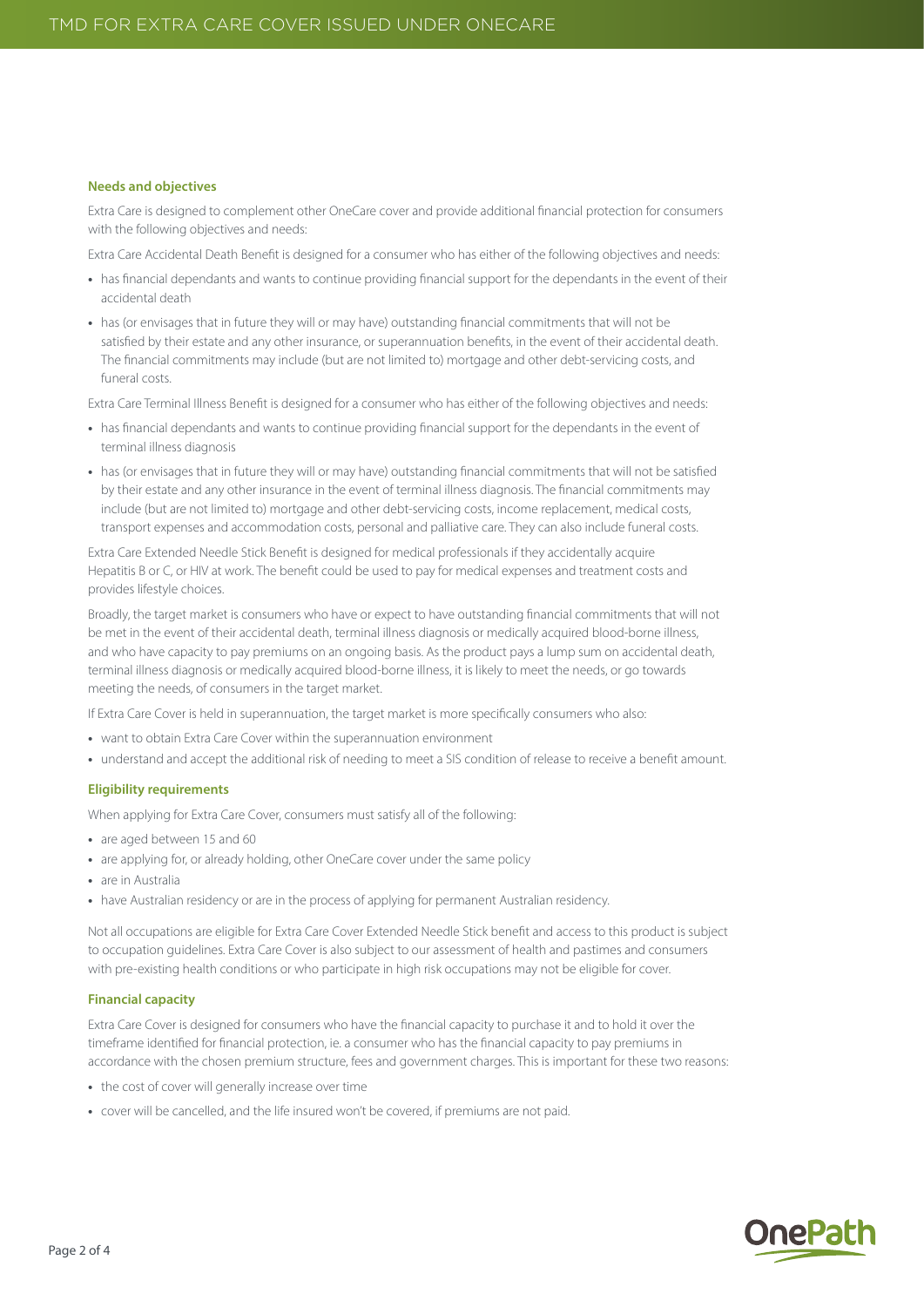### Needs and objectives

Extra Care is designed to complement other OneCare cover and provide additional financial protection for consumers with the following objectives and needs:

Extra Care Accidental Death Benefit is designed for a consumer who has either of the following objectives and needs:

- has financial dependants and wants to continue providing financial support for the dependants in the event of their accidental death
- has (or envisages that in future they will or may have) outstanding financial commitments that will not be satisfied by their estate and any other insurance, or superannuation benefits, in the event of their accidental death. The financial commitments may include (but are not limited to) mortgage and other debt-servicing costs, and funeral costs.

Extra Care Terminal Illness Benefit is designed for a consumer who has either of the following objectives and needs:

- has financial dependants and wants to continue providing financial support for the dependants in the event of terminal illness diagnosis
- has (or envisages that in future they will or may have) outstanding financial commitments that will not be satisfied by their estate and any other insurance in the event of terminal illness diagnosis. The financial commitments may include (but are not limited to) mortgage and other debt-servicing costs, income replacement, medical costs, transport expenses and accommodation costs, personal and palliative care. They can also include funeral costs.

Extra Care Extended Needle Stick Benefit is designed for medical professionals if they accidentally acquire Hepatitis B or C, or HIV at work. The benefit could be used to pay for medical expenses and treatment costs and provides lifestyle choices.

Broadly, the target market is consumers who have or expect to have outstanding financial commitments that will not be met in the event of their accidental death, terminal illness diagnosis or medically acquired blood-borne illness, and who have capacity to pay premiums on an ongoing basis. As the product pays a lump sum on accidental death, terminal illness diagnosis or medically acquired blood-borne illness, it is likely to meet the needs, or go towards meeting the needs, of consumers in the target market.

If Extra Care Cover is held in superannuation, the target market is more specifically consumers who also:

- want to obtain Extra Care Cover within the superannuation environment
- understand and accept the additional risk of needing to meet a SIS condition of release to receive a benefit amount.

### Eligibility requirements

When applying for Extra Care Cover, consumers must satisfy all of the following:

- are aged between 15 and 60
- are applying for, or already holding, other OneCare cover under the same policy
- are in Australia
- have Australian residency or are in the process of applying for permanent Australian residency.

Not all occupations are eligible for Extra Care Cover Extended Needle Stick benefit and access to this product is subject to occupation guidelines. Extra Care Cover is also subject to our assessment of health and pastimes and consumers with pre-existing health conditions or who participate in high risk occupations may not be eligible for cover.

### Financial capacity

Extra Care Cover is designed for consumers who have the financial capacity to purchase it and to hold it over the timeframe identified for financial protection, ie. a consumer who has the financial capacity to pay premiums in accordance with the chosen premium structure, fees and government charges. This is important for these two reasons:

- the cost of cover will generally increase over time
- cover will be cancelled, and the life insured won't be covered, if premiums are not paid.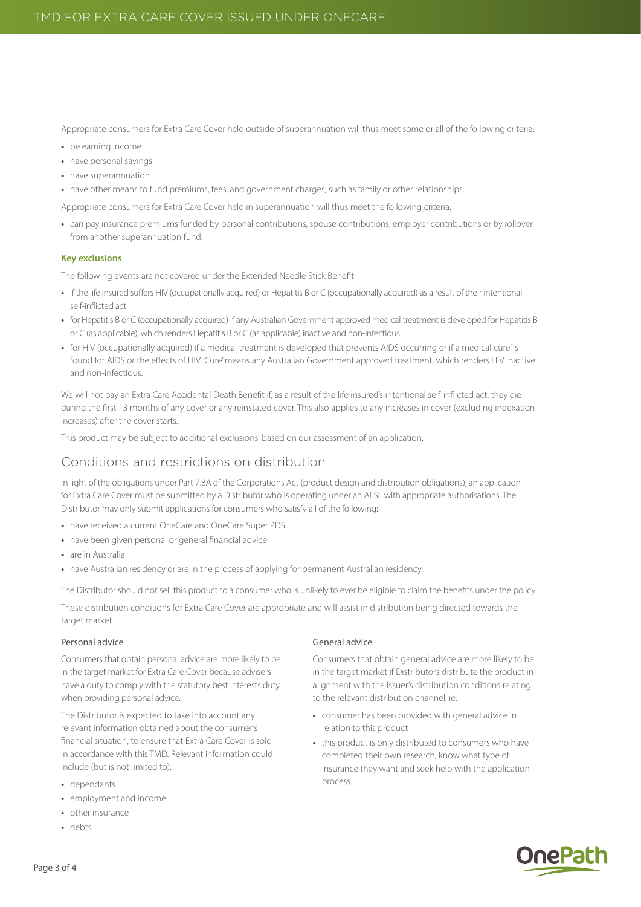Appropriate consumers for Extra Care Cover held outside of superannuation will thus meet some or all of the following criteria:

- be earning income
- have personal savings
- have superannuation
- have other means to fund premiums, fees, and government charges, such as family or other relationships.

Appropriate consumers for Extra Care Cover held in superannuation will thus meet the following criteria:

- can pay insurance premiums funded by personal contributions, spouse contributions, employer contributions or by rollover from another superannuation fund.

### Key exclusions

The following events are not covered under the Extended Needle Stick Benefit:

- if the life insured suffers HIV (occupationally acquired) or Hepatitis B or C (occupationally acquired) as a result of their intentional self-inflicted act
- for Hepatitis B or C (occupationally acquired) if any Australian Government approved medical treatment is developed for Hepatitis B or C (as applicable), which renders Hepatitis B or C (as applicable) inactive and non-infectious
- for HIV (occupationally acquired) if a medical treatment is developed that prevents AIDS occurring or if a medical 'cure' is found for AIDS or the effects of HIV. 'Cure' means any Australian Government approved treatment, which renders HIV inactive and non-infectious.

We will not pay an Extra Care Accidental Death Benefit if, as a result of the life insured's intentional self-inflicted act, they die during the first 13 months of any cover or any reinstated cover. This also applies to any increases in cover (excluding indexation increases) after the cover starts.

This product may be subject to additional exclusions, based on our assessment of an application.

## Conditions and restrictions on distribution

In light of the obligations under Part 7.8A of the Corporations Act (product design and distribution obligations), an application for Extra Care Cover must be submitted by a Distributor who is operating under an AFSL with appropriate authorisations. The Distributor may only submit applications for consumers who satisfy all of the following:

- have received a current OneCare and OneCare Super PDS
- have been given personal or general financial advice
- are in Australia
- have Australian residency or are in the process of applying for permanent Australian residency.

The Distributor should not sell this product to a consumer who is unlikely to ever be eligible to claim the benefits under the policy.

These distribution conditions for Extra Care Cover are appropriate and will assist in distribution being directed towards the target market.

### Personal advice

Consumers that obtain personal advice are more likely to be in the target market for Extra Care Cover because advisers have a duty to comply with the statutory best interests duty when providing personal advice.

The Distributor is expected to take into account any relevant information obtained about the consumer's financial situation, to ensure that Extra Care Cover is sold in accordance with this TMD. Relevant information could include (but is not limited to):

- dependants
- employment and income
- other insurance
- debts.

### General advice

Consumers that obtain general advice are more likely to be in the target market if Distributors distribute the product in alignment with the issuer's distribution conditions relating to the relevant distribution channel, ie.

- consumer has been provided with general advice in relation to this product
- this product is only distributed to consumers who have completed their own research, know what type of insurance they want and seek help with the application process.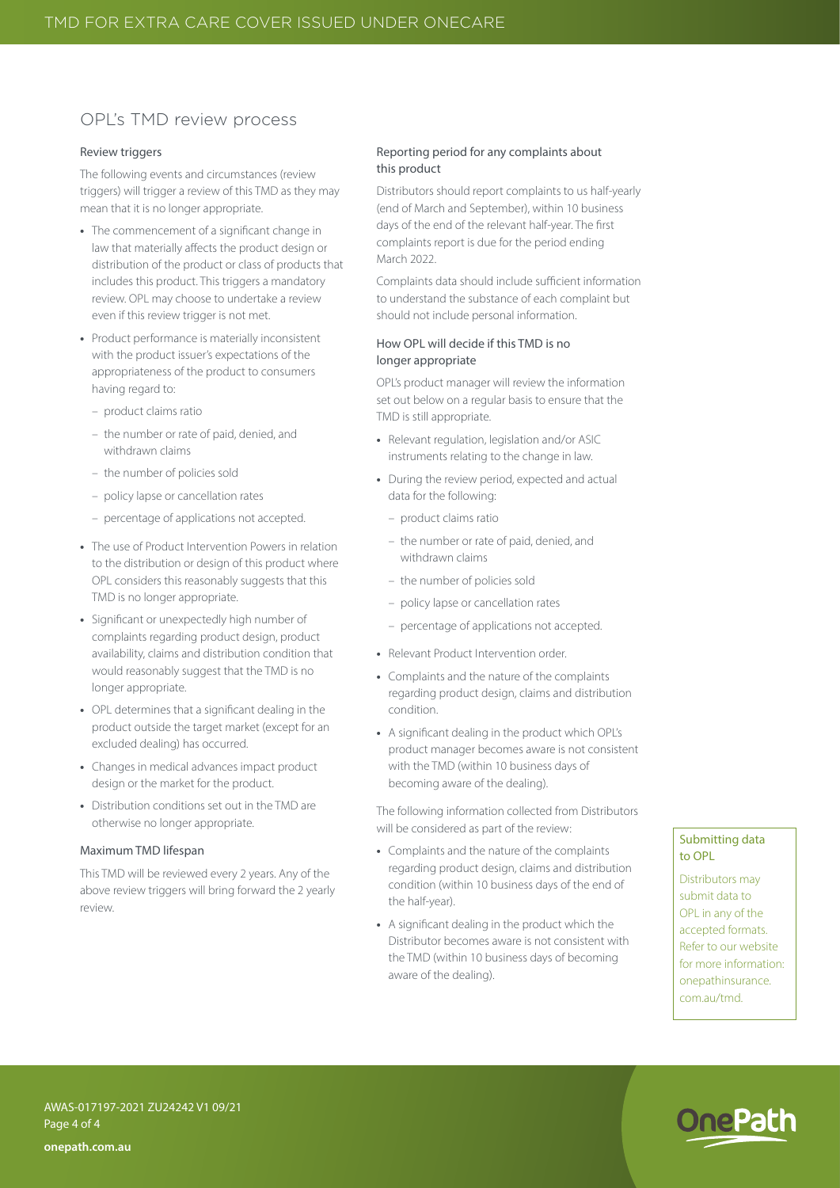## OPL's TMD review process

### Review triggers

The following events and circumstances (review triggers) will trigger a review of this TMD as they may mean that it is no longer appropriate.

- The commencement of a significant change in law that materially affects the product design or distribution of the product or class of products that includes this product. This triggers a mandatory review. OPL may choose to undertake a review even if this review trigger is not met.
- Product performance is materially inconsistent with the product issuer's expectations of the appropriateness of the product to consumers having regard to:
  - product claims ratio
  - the number or rate of paid, denied, and withdrawn claims
  - the number of policies sold
  - policy lapse or cancellation rates
  - percentage of applications not accepted.
- The use of Product Intervention Powers in relation to the distribution or design of this product where OPL considers this reasonably suggests that this TMD is no longer appropriate.
- Significant or unexpectedly high number of complaints regarding product design, product availability, claims and distribution condition that would reasonably suggest that the TMD is no longer appropriate.
- OPL determines that a significant dealing in the product outside the target market (except for an excluded dealing) has occurred.
- Changes in medical advances impact product design or the market for the product.
- Distribution conditions set out in the TMD are otherwise no longer appropriate.

### Maximum TMD lifespan

This TMD will be reviewed every 2 years. Any of the above review triggers will bring forward the 2 yearly review.

### Reporting period for any complaints about this product

Distributors should report complaints to us half-yearly (end of March and September), within 10 business days of the end of the relevant half-year. The first complaints report is due for the period ending March 2022.

Complaints data should include sufficient information to understand the substance of each complaint but should not include personal information.

### How OPL will decide if this TMD is no longer appropriate

OPL's product manager will review the information set out below on a regular basis to ensure that the TMD is still appropriate.

- Relevant regulation, legislation and/or ASIC instruments relating to the change in law.
- During the review period, expected and actual data for the following:
  - product claims ratio
  - the number or rate of paid, denied, and withdrawn claims
  - the number of policies sold
  - policy lapse or cancellation rates
  - percentage of applications not accepted.
- Relevant Product Intervention order.
- Complaints and the nature of the complaints regarding product design, claims and distribution condition.
- A significant dealing in the product which OPL's product manager becomes aware is not consistent with the TMD (within 10 business days of becoming aware of the dealing).

The following information collected from Distributors will be considered as part of the review:

- Complaints and the nature of the complaints regarding product design, claims and distribution condition (within 10 business days of the end of the half-year).
- A significant dealing in the product which the Distributor becomes aware is not consistent with the TMD (within 10 business days of becoming aware of the dealing).

### Submitting data to OPL

Distributors may submit data to OPL in any of the accepted formats. Refer to our website for more information: onepathinsurance.com.au/tmd.

AWAS-017197-2021 ZU24242 V1 09/21

onepath.com.au